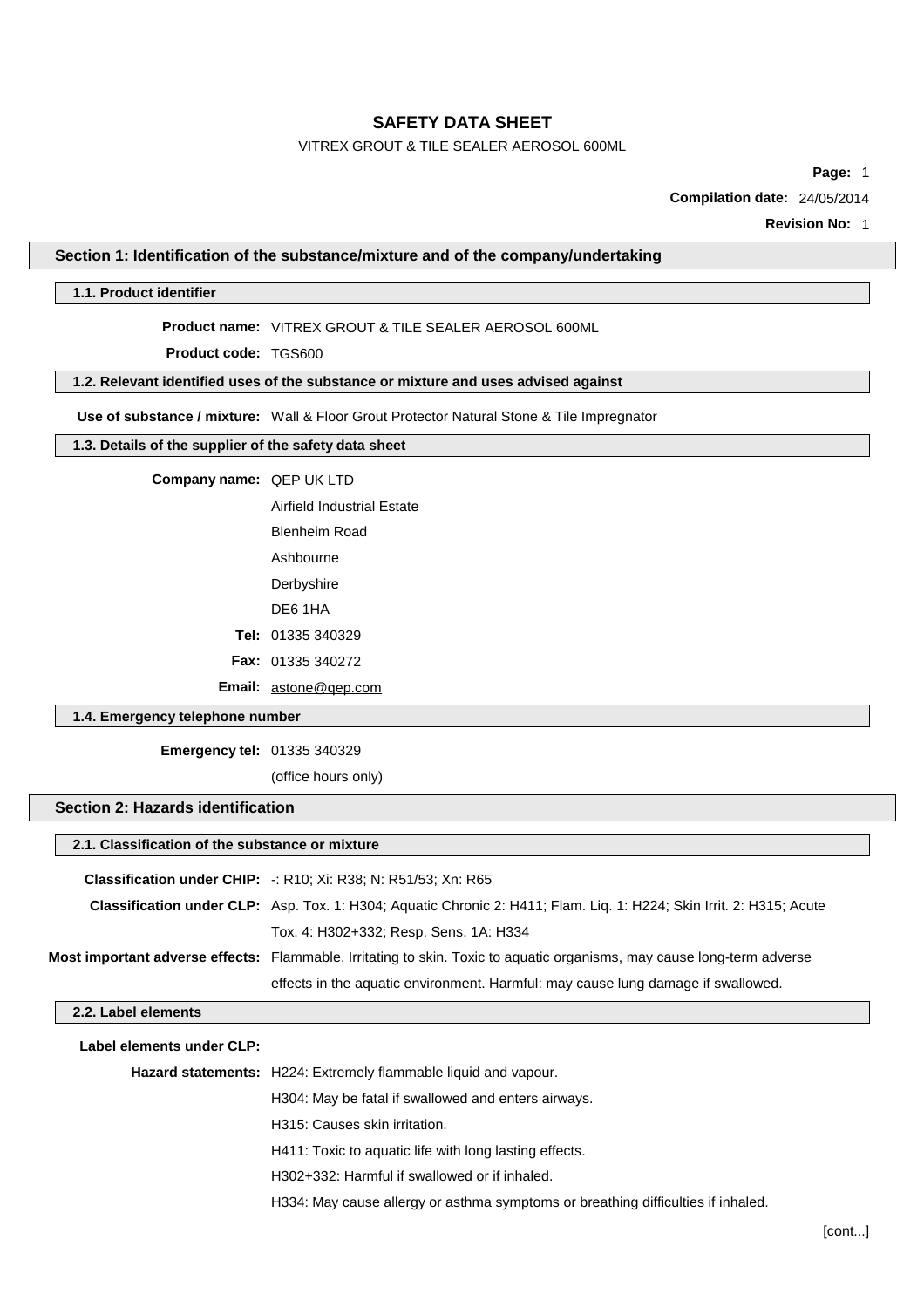# SAFETY DATA SHEET

VITREX GROUT & TILE SEALER AEROSOL 600ML

**Compilation date:** 24/05/2014

**Revision No:** 1

## Section 1: Identification of the substance/mixture and of the company/undertaking

### 1.1. Product identifier

**Product name:** VITREX GROUT & TILE SEALER AEROSOL 600ML

**Product code:** TGS600

### 1.2. Relevant identified uses of the substance or mixture and uses advised against

**Use of substance / mixture:** Wall & Floor Grout Protector Natural Stone & Tile Impregnator

### 1.3. Details of the supplier of the safety data sheet

**Company name:** QEP UK LTD

Airfield Industrial Estate

Blenheim Road

Ashbourne

Derbyshire

DE6 1HA

**Tel:** 01335 340329

**Fax:** 01335 340272

**Email:** astone@qep.com

### 1.4. Emergency telephone number

**Emergency tel:** 01335 340329

(office hours only)

## Section 2: Hazards identification

### 2.1. Classification of the substance or mixture

**Classification under CHIP:** -: R10; Xi: R38; N: R51/53; Xn: R65

**Classification under CLP:** Asp. Tox. 1: H304; Aquatic Chronic 2: H411; Flam. Liq. 1: H224; Skin Irrit. 2: H315; Acute Tox. 4: H302+332; Resp. Sens. 1A: H334

**Most important adverse effects:** Flammable. Irritating to skin. Toxic to aquatic organisms, may cause long-term adverse effects in the aquatic environment. Harmful: may cause lung damage if swallowed.

### 2.2. Label elements

**Label elements under CLP:**

**Hazard statements:** H224: Extremely flammable liquid and vapour.

H304: May be fatal if swallowed and enters airways.

H315: Causes skin irritation.

H411: Toxic to aquatic life with long lasting effects.

H302+332: Harmful if swallowed or if inhaled.

H334: May cause allergy or asthma symptoms or breathing difficulties if inhaled.

[cont...]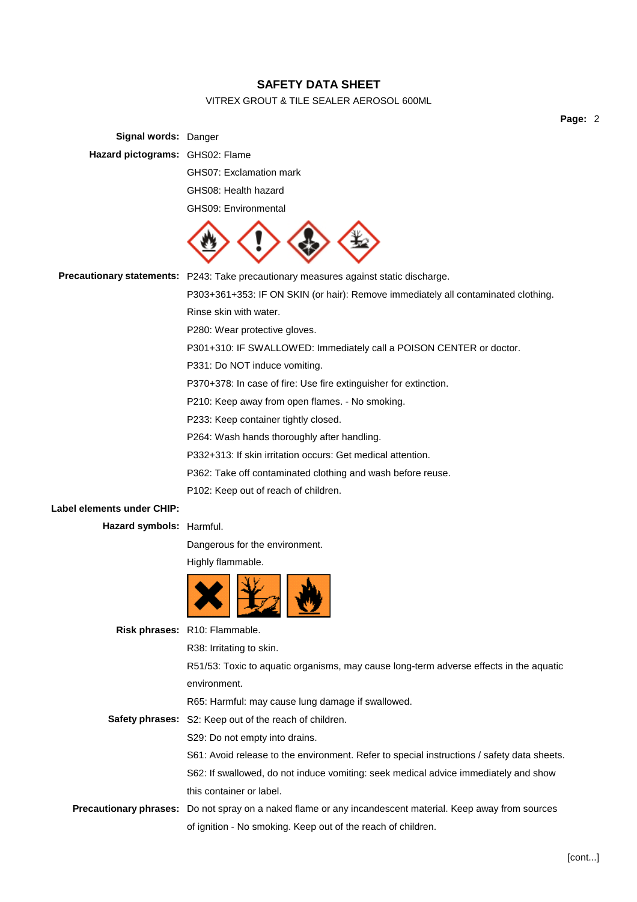**Signal words:** Danger

**Hazard pictograms:** GHS02: Flame

GHS07: Exclamation mark

GHS08: Health hazard

GHS09: Environmental

**Precautionary statements:** P243: Take precautionary measures against static discharge.

P303+361+353: IF ON SKIN (or hair): Remove immediately all contaminated clothing. Rinse skin with water.

P280: Wear protective gloves.

P301+310: IF SWALLOWED: Immediately call a POISON CENTER or doctor.

P331: Do NOT induce vomiting.

P370+378: In case of fire: Use fire extinguisher for extinction.

P210: Keep away from open flames. - No smoking.

P233: Keep container tightly closed.

P264: Wash hands thoroughly after handling.

P332+313: If skin irritation occurs: Get medical attention.

P362: Take off contaminated clothing and wash before reuse.

P102: Keep out of reach of children.

**Label elements under CHIP:**

**Hazard symbols:** Harmful.

Dangerous for the environment.

Highly flammable.

**Risk phrases:** R10: Flammable.

R38: Irritating to skin.

R51/53: Toxic to aquatic organisms, may cause long-term adverse effects in the aquatic environment.

R65: Harmful: may cause lung damage if swallowed.

**Safety phrases:** S2: Keep out of the reach of children.

S29: Do not empty into drains.

S61: Avoid release to the environment. Refer to special instructions / safety data sheets.

S62: If swallowed, do not induce vomiting: seek medical advice immediately and show this container or label.

**Precautionary phrases:** Do not spray on a naked flame or any incandescent material. Keep away from sources of ignition - No smoking. Keep out of the reach of children.

[cont...]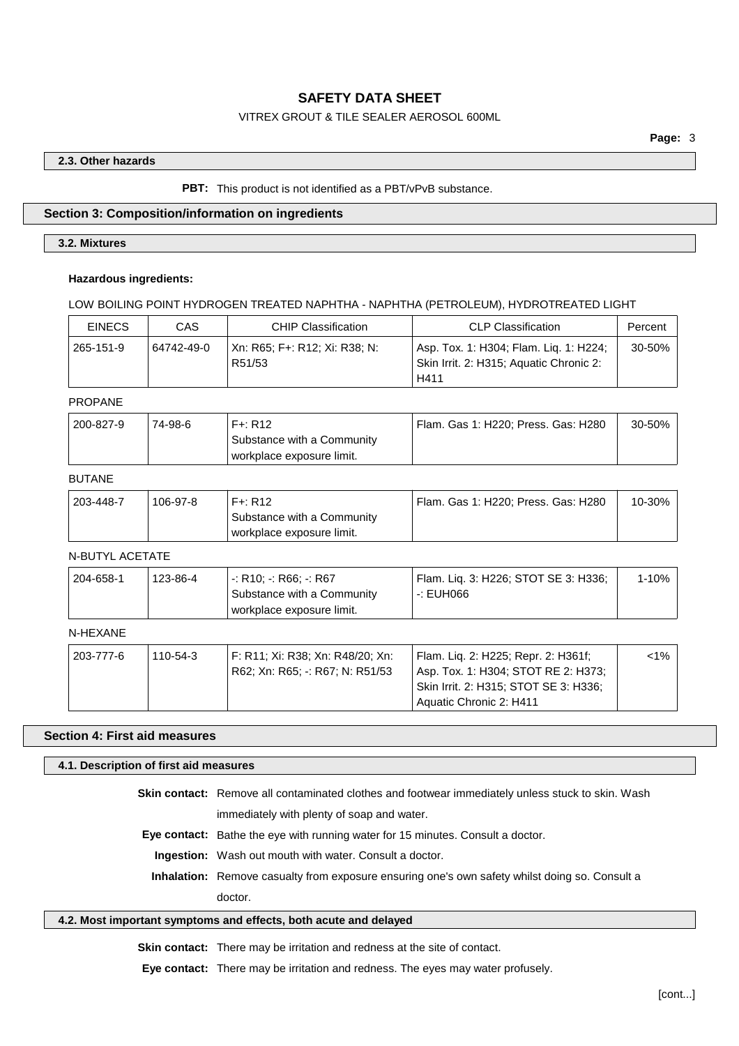### 2.3. Other hazards

**PBT:** This product is not identified as a PBT/vPvB substance.

## Section 3: Composition/information on ingredients

### 3.2. Mixtures

**Hazardous ingredients:**

LOW BOILING POINT HYDROGEN TREATED NAPHTHA - NAPHTHA (PETROLEUM), HYDROTREATED LIGHT

| EINECS | CAS | CHIP Classification | CLP Classification | Percent |
|---|---|---|---|---|
| 265-151-9 | 64742-49-0 | Xn: R65; F+: R12; Xi: R38; N: R51/53 | Asp. Tox. 1: H304; Flam. Liq. 1: H224; Skin Irrit. 2: H315; Aquatic Chronic 2: H411 | 30-50% |

PROPANE

| EINECS | CAS | CHIP Classification | CLP Classification | Percent |
|---|---|---|---|---|
| 200-827-9 | 74-98-6 | F+: R12 Substance with a Community workplace exposure limit. | Flam. Gas 1: H220; Press. Gas: H280 | 30-50% |

BUTANE

| EINECS | CAS | CHIP Classification | CLP Classification | Percent |
|---|---|---|---|---|
| 203-448-7 | 106-97-8 | F+: R12 Substance with a Community workplace exposure limit. | Flam. Gas 1: H220; Press. Gas: H280 | 10-30% |

N-BUTYL ACETATE

| EINECS | CAS | CHIP Classification | CLP Classification | Percent |
|---|---|---|---|---|
| 204-658-1 | 123-86-4 | -: R10; -: R66; -: R67 Substance with a Community workplace exposure limit. | Flam. Liq. 3: H226; STOT SE 3: H336; -: EUH066 | 1-10% |

N-HEXANE

| EINECS | CAS | CHIP Classification | CLP Classification | Percent |
|---|---|---|---|---|
| 203-777-6 | 110-54-3 | F: R11; Xi: R38; Xn: R48/20; Xn: R62; Xn: R65; -: R67; N: R51/53 | Flam. Liq. 2: H225; Repr. 2: H361f; Asp. Tox. 1: H304; STOT RE 2: H373; Skin Irrit. 2: H315; STOT SE 3: H336; Aquatic Chronic 2: H411 | <1% |

## Section 4: First aid measures

### 4.1. Description of first aid measures

**Skin contact:** Remove all contaminated clothes and footwear immediately unless stuck to skin. Wash immediately with plenty of soap and water.

**Eye contact:** Bathe the eye with running water for 15 minutes. Consult a doctor.

**Ingestion:** Wash out mouth with water. Consult a doctor.

**Inhalation:** Remove casualty from exposure ensuring one's own safety whilst doing so. Consult a doctor.

### 4.2. Most important symptoms and effects, both acute and delayed

**Skin contact:** There may be irritation and redness at the site of contact.

**Eye contact:** There may be irritation and redness. The eyes may water profusely.

[cont...]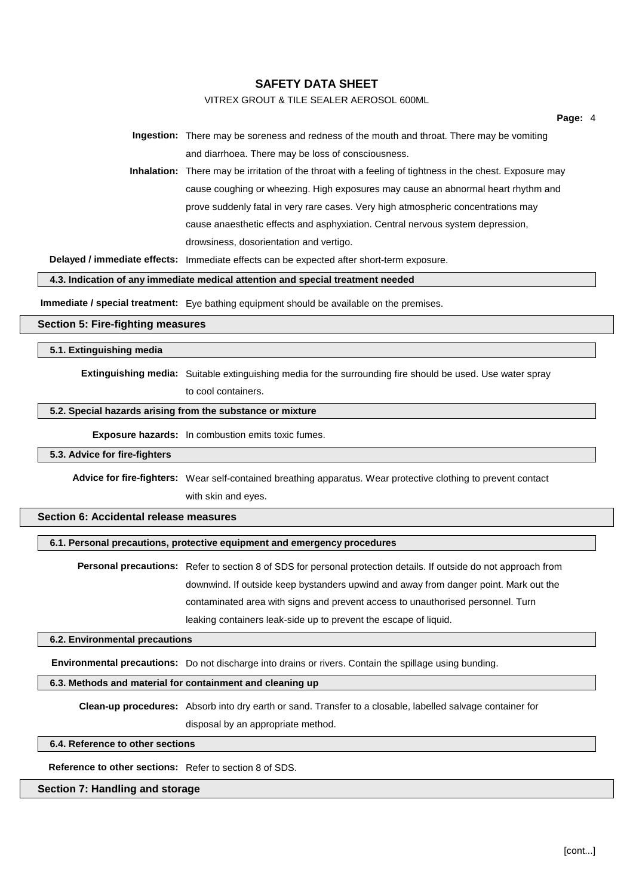**Ingestion:** There may be soreness and redness of the mouth and throat. There may be vomiting and diarrhoea. There may be loss of consciousness.

**Inhalation:** There may be irritation of the throat with a feeling of tightness in the chest. Exposure may cause coughing or wheezing. High exposures may cause an abnormal heart rhythm and prove suddenly fatal in very rare cases. Very high atmospheric concentrations may cause anaesthetic effects and asphyxiation. Central nervous system depression, drowsiness, dosorientation and vertigo.

**Delayed / immediate effects:** Immediate effects can be expected after short-term exposure.

### 4.3. Indication of any immediate medical attention and special treatment needed

**Immediate / special treatment:** Eye bathing equipment should be available on the premises.

## Section 5: Fire-fighting measures

### 5.1. Extinguishing media

**Extinguishing media:** Suitable extinguishing media for the surrounding fire should be used. Use water spray to cool containers.

### 5.2. Special hazards arising from the substance or mixture

**Exposure hazards:** In combustion emits toxic fumes.

### 5.3. Advice for fire-fighters

**Advice for fire-fighters:** Wear self-contained breathing apparatus. Wear protective clothing to prevent contact with skin and eyes.

## Section 6: Accidental release measures

### 6.1. Personal precautions, protective equipment and emergency procedures

**Personal precautions:** Refer to section 8 of SDS for personal protection details. If outside do not approach from downwind. If outside keep bystanders upwind and away from danger point. Mark out the contaminated area with signs and prevent access to unauthorised personnel. Turn leaking containers leak-side up to prevent the escape of liquid.

### 6.2. Environmental precautions

**Environmental precautions:** Do not discharge into drains or rivers. Contain the spillage using bunding.

### 6.3. Methods and material for containment and cleaning up

**Clean-up procedures:** Absorb into dry earth or sand. Transfer to a closable, labelled salvage container for disposal by an appropriate method.

### 6.4. Reference to other sections

**Reference to other sections:** Refer to section 8 of SDS.

## Section 7: Handling and storage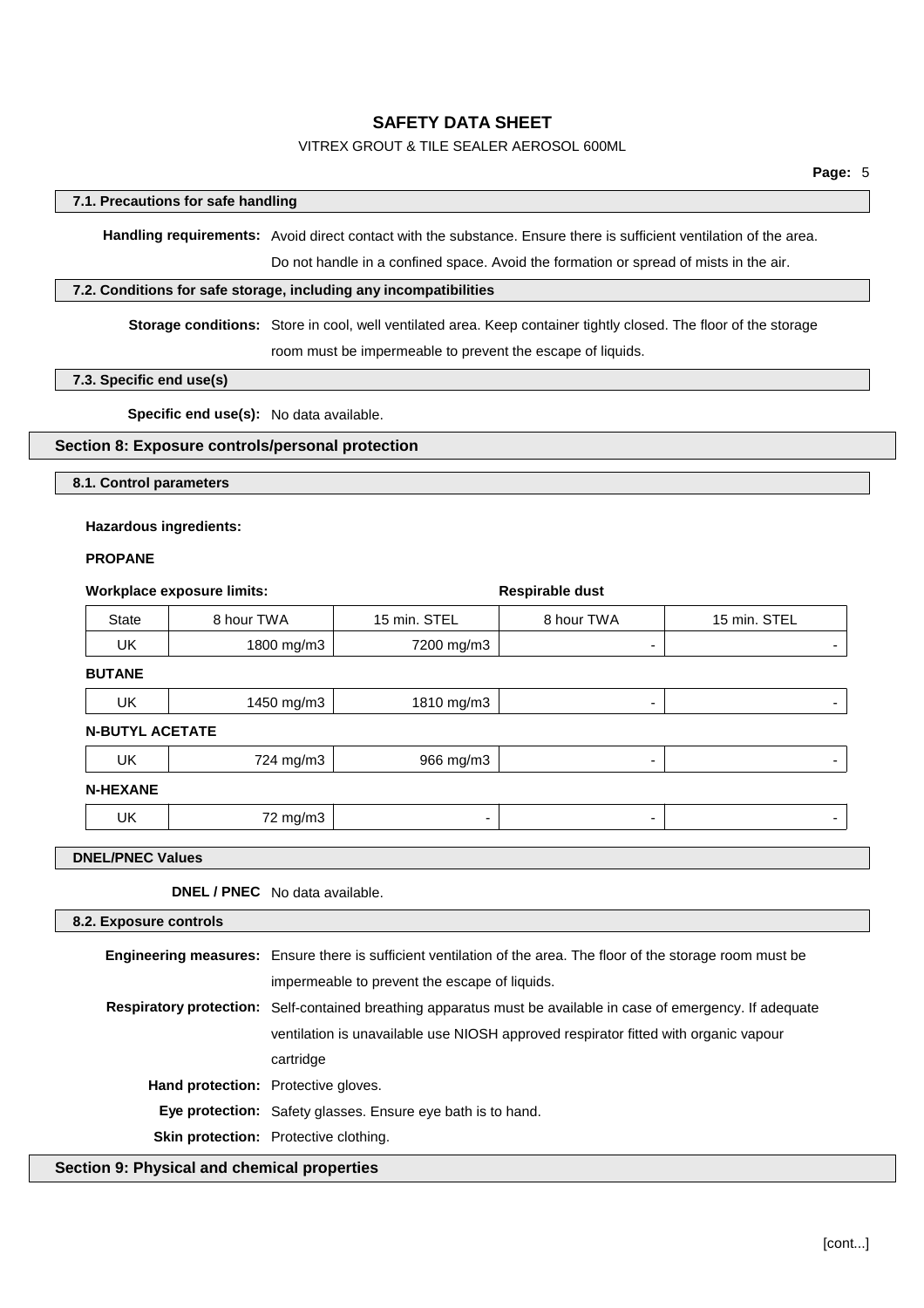### 7.1. Precautions for safe handling

**Handling requirements:** Avoid direct contact with the substance. Ensure there is sufficient ventilation of the area. Do not handle in a confined space. Avoid the formation or spread of mists in the air.

### 7.2. Conditions for safe storage, including any incompatibilities

**Storage conditions:** Store in cool, well ventilated area. Keep container tightly closed. The floor of the storage room must be impermeable to prevent the escape of liquids.

### 7.3. Specific end use(s)

**Specific end use(s):** No data available.

## Section 8: Exposure controls/personal protection

### 8.1. Control parameters

**Hazardous ingredients:**

**PROPANE**

| Workplace exposure limits: | | | Respirable dust | |
|---|---|---|---|---|
| State | 8 hour TWA | 15 min. STEL | 8 hour TWA | 15 min. STEL |
| UK | 1800 mg/m3 | 7200 mg/m3 | - | - |

**BUTANE**

| State | 8 hour TWA | 15 min. STEL | 8 hour TWA | 15 min. STEL |
|---|---|---|---|---|
| UK | 1450 mg/m3 | 1810 mg/m3 | - | - |

**N-BUTYL ACETATE**

| State | 8 hour TWA | 15 min. STEL | 8 hour TWA | 15 min. STEL |
|---|---|---|---|---|
| UK | 724 mg/m3 | 966 mg/m3 | - | - |

**N-HEXANE**

| State | 8 hour TWA | 15 min. STEL | 8 hour TWA | 15 min. STEL |
|---|---|---|---|---|
| UK | 72 mg/m3 | - | - | - |

### DNEL/PNEC Values

**DNEL / PNEC** No data available.

### 8.2. Exposure controls

**Engineering measures:** Ensure there is sufficient ventilation of the area. The floor of the storage room must be impermeable to prevent the escape of liquids.

**Respiratory protection:** Self-contained breathing apparatus must be available in case of emergency. If adequate ventilation is unavailable use NIOSH approved respirator fitted with organic vapour cartridge

**Hand protection:** Protective gloves.

**Eye protection:** Safety glasses. Ensure eye bath is to hand.

**Skin protection:** Protective clothing.

## Section 9: Physical and chemical properties

[cont...]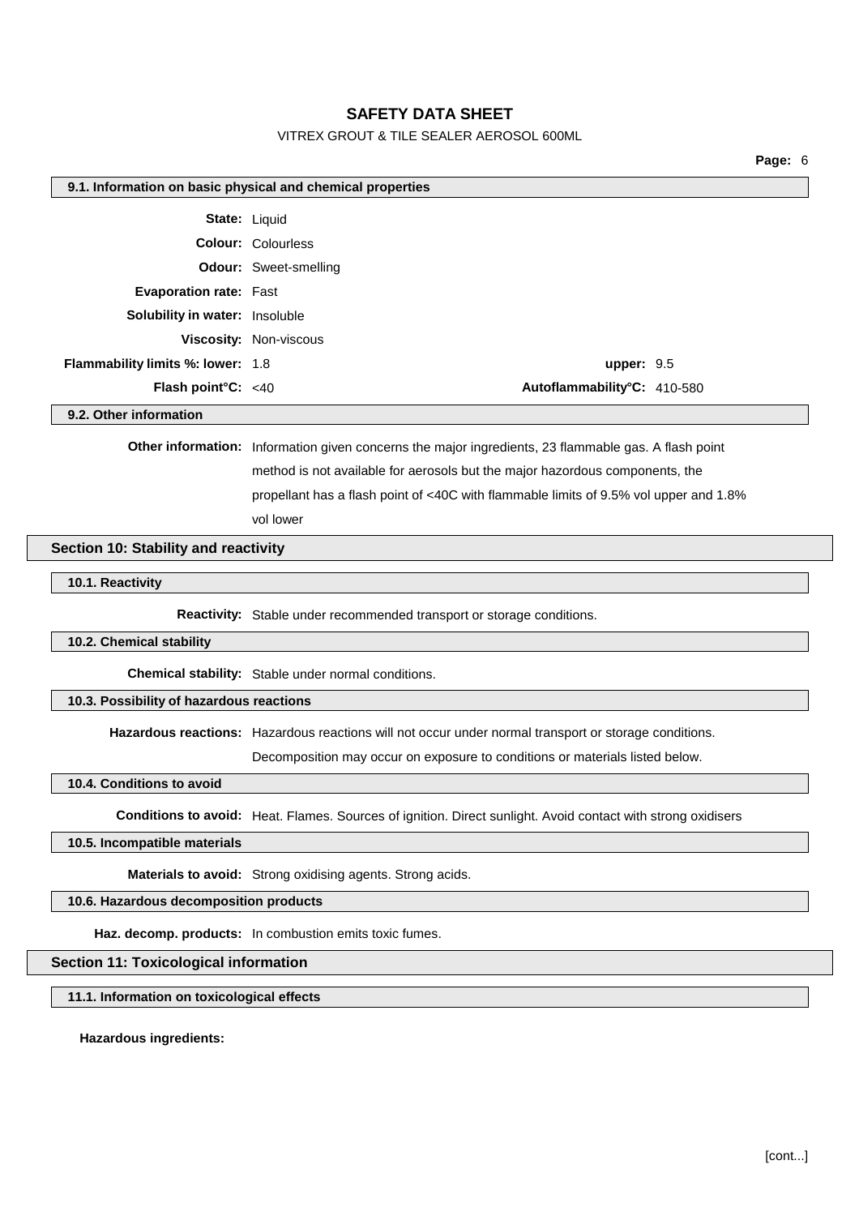### 9.1. Information on basic physical and chemical properties

**State:** Liquid

**Colour:** Colourless

**Odour:** Sweet-smelling

**Evaporation rate:** Fast

**Solubility in water:** Insoluble

**Viscosity:** Non-viscous

**Flammability limits %: lower:** 1.8 **upper:** 9.5

**Flash point°C:** <40 **Autoflammability°C:** 410-580

### 9.2. Other information

**Other information:** Information given concerns the major ingredients, 23 flammable gas. A flash point method is not available for aerosols but the major hazordous components, the propellant has a flash point of <40C with flammable limits of 9.5% vol upper and 1.8% vol lower

## Section 10: Stability and reactivity

### 10.1. Reactivity

**Reactivity:** Stable under recommended transport or storage conditions.

### 10.2. Chemical stability

**Chemical stability:** Stable under normal conditions.

### 10.3. Possibility of hazardous reactions

**Hazardous reactions:** Hazardous reactions will not occur under normal transport or storage conditions. Decomposition may occur on exposure to conditions or materials listed below.

### 10.4. Conditions to avoid

**Conditions to avoid:** Heat. Flames. Sources of ignition. Direct sunlight. Avoid contact with strong oxidisers

### 10.5. Incompatible materials

**Materials to avoid:** Strong oxidising agents. Strong acids.

### 10.6. Hazardous decomposition products

**Haz. decomp. products:** In combustion emits toxic fumes.

## Section 11: Toxicological information

### 11.1. Information on toxicological effects

**Hazardous ingredients:**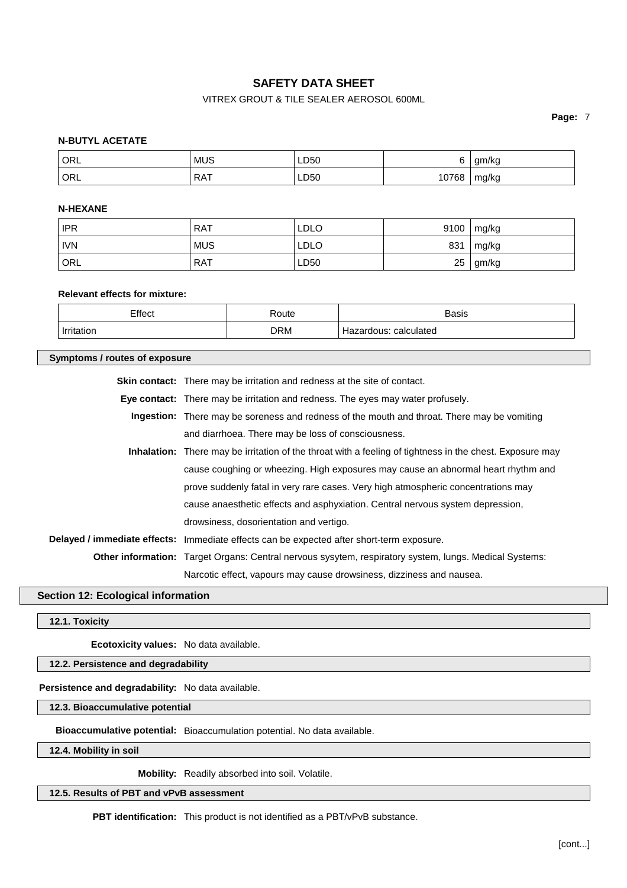**N-BUTYL ACETATE**

| ORL | MUS | LD50 | 6 | gm/kg |
|---|---|---|---|---|
| ORL | RAT | LD50 | 10768 | mg/kg |

**N-HEXANE**

| IPR | RAT | LDLO | 9100 | mg/kg |
|---|---|---|---|---|
| IVN | MUS | LDLO | 831 | mg/kg |
| ORL | RAT | LD50 | 25 | gm/kg |

**Relevant effects for mixture:**

| Effect | Route | Basis |
|---|---|---|
| Irritation | DRM | Hazardous: calculated |

### Symptoms / routes of exposure

**Skin contact:** There may be irritation and redness at the site of contact.

**Eye contact:** There may be irritation and redness. The eyes may water profusely.

**Ingestion:** There may be soreness and redness of the mouth and throat. There may be vomiting and diarrhoea. There may be loss of consciousness.

**Inhalation:** There may be irritation of the throat with a feeling of tightness in the chest. Exposure may cause coughing or wheezing. High exposures may cause an abnormal heart rhythm and prove suddenly fatal in very rare cases. Very high atmospheric concentrations may cause anaesthetic effects and asphyxiation. Central nervous system depression, drowsiness, dosorientation and vertigo.

**Delayed / immediate effects:** Immediate effects can be expected after short-term exposure.

**Other information:** Target Organs: Central nervous sysytem, respiratory system, lungs. Medical Systems: Narcotic effect, vapours may cause drowsiness, dizziness and nausea.

## Section 12: Ecological information

### 12.1. Toxicity

**Ecotoxicity values:** No data available.

### 12.2. Persistence and degradability

**Persistence and degradability:** No data available.

### 12.3. Bioaccumulative potential

**Bioaccumulative potential:** Bioaccumulation potential. No data available.

### 12.4. Mobility in soil

**Mobility:** Readily absorbed into soil. Volatile.

### 12.5. Results of PBT and vPvB assessment

**PBT identification:** This product is not identified as a PBT/vPvB substance.

[cont...]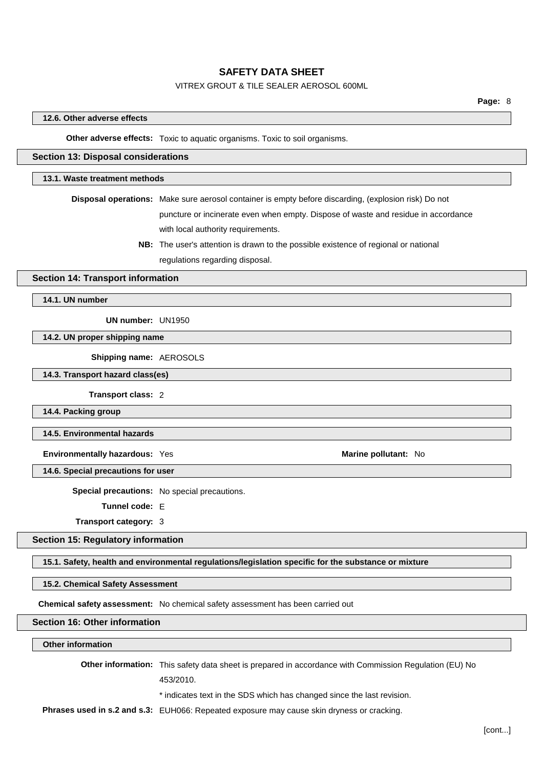### 12.6. Other adverse effects

**Other adverse effects:** Toxic to aquatic organisms. Toxic to soil organisms.

## Section 13: Disposal considerations

### 13.1. Waste treatment methods

**Disposal operations:** Make sure aerosol container is empty before discarding, (explosion risk) Do not puncture or incinerate even when empty. Dispose of waste and residue in accordance with local authority requirements.

**NB:** The user's attention is drawn to the possible existence of regional or national regulations regarding disposal.

## Section 14: Transport information

### 14.1. UN number

**UN number:** UN1950

### 14.2. UN proper shipping name

**Shipping name:** AEROSOLS

### 14.3. Transport hazard class(es)

**Transport class:** 2

### 14.4. Packing group

### 14.5. Environmental hazards

**Environmentally hazardous:** Yes

**Marine pollutant:** No

### 14.6. Special precautions for user

**Special precautions:** No special precautions.

**Tunnel code:** E

**Transport category:** 3

## Section 15: Regulatory information

### 15.1. Safety, health and environmental regulations/legislation specific for the substance or mixture

### 15.2. Chemical Safety Assessment

**Chemical safety assessment:** No chemical safety assessment has been carried out

## Section 16: Other information

### Other information

**Other information:** This safety data sheet is prepared in accordance with Commission Regulation (EU) No 453/2010.

* indicates text in the SDS which has changed since the last revision.

**Phrases used in s.2 and s.3:** EUH066: Repeated exposure may cause skin dryness or cracking.

[cont...]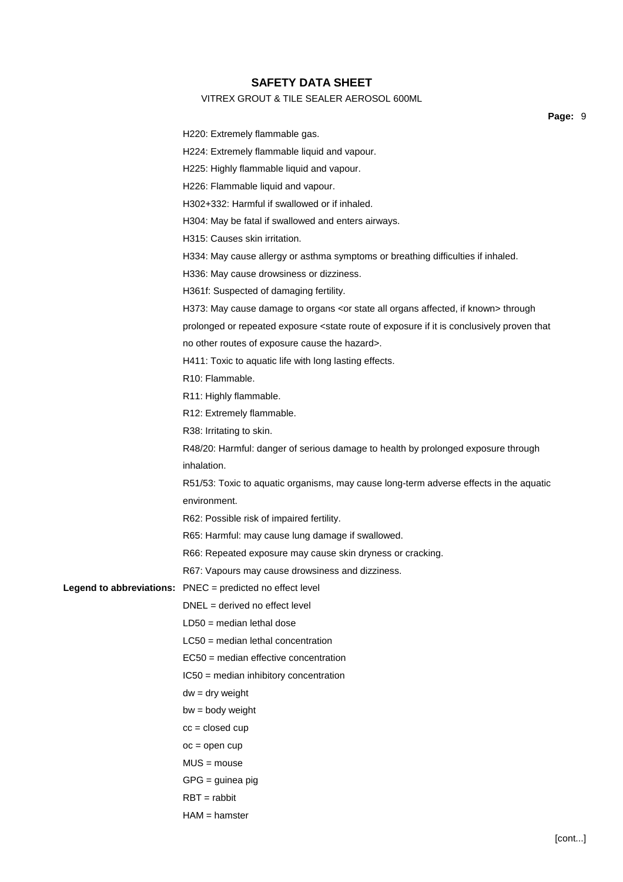H220: Extremely flammable gas.

H224: Extremely flammable liquid and vapour.

H225: Highly flammable liquid and vapour.

H226: Flammable liquid and vapour.

H302+332: Harmful if swallowed or if inhaled.

H304: May be fatal if swallowed and enters airways.

H315: Causes skin irritation.

H334: May cause allergy or asthma symptoms or breathing difficulties if inhaled.

H336: May cause drowsiness or dizziness.

H361f: Suspected of damaging fertility.

H373: May cause damage to organs <or state all organs affected, if known> through prolonged or repeated exposure <state route of exposure if it is conclusively proven that no other routes of exposure cause the hazard>.

H411: Toxic to aquatic life with long lasting effects.

R10: Flammable.

R11: Highly flammable.

R12: Extremely flammable.

R38: Irritating to skin.

R48/20: Harmful: danger of serious damage to health by prolonged exposure through inhalation.

R51/53: Toxic to aquatic organisms, may cause long-term adverse effects in the aquatic environment.

R62: Possible risk of impaired fertility.

R65: Harmful: may cause lung damage if swallowed.

R66: Repeated exposure may cause skin dryness or cracking.

R67: Vapours may cause drowsiness and dizziness.

**Legend to abbreviations:** PNEC = predicted no effect level

DNEL = derived no effect level

LD50 = median lethal dose

LC50 = median lethal concentration

EC50 = median effective concentration

IC50 = median inhibitory concentration

dw = dry weight

bw = body weight

cc = closed cup

oc = open cup

MUS = mouse

GPG = guinea pig

RBT = rabbit

HAM = hamster

[cont...]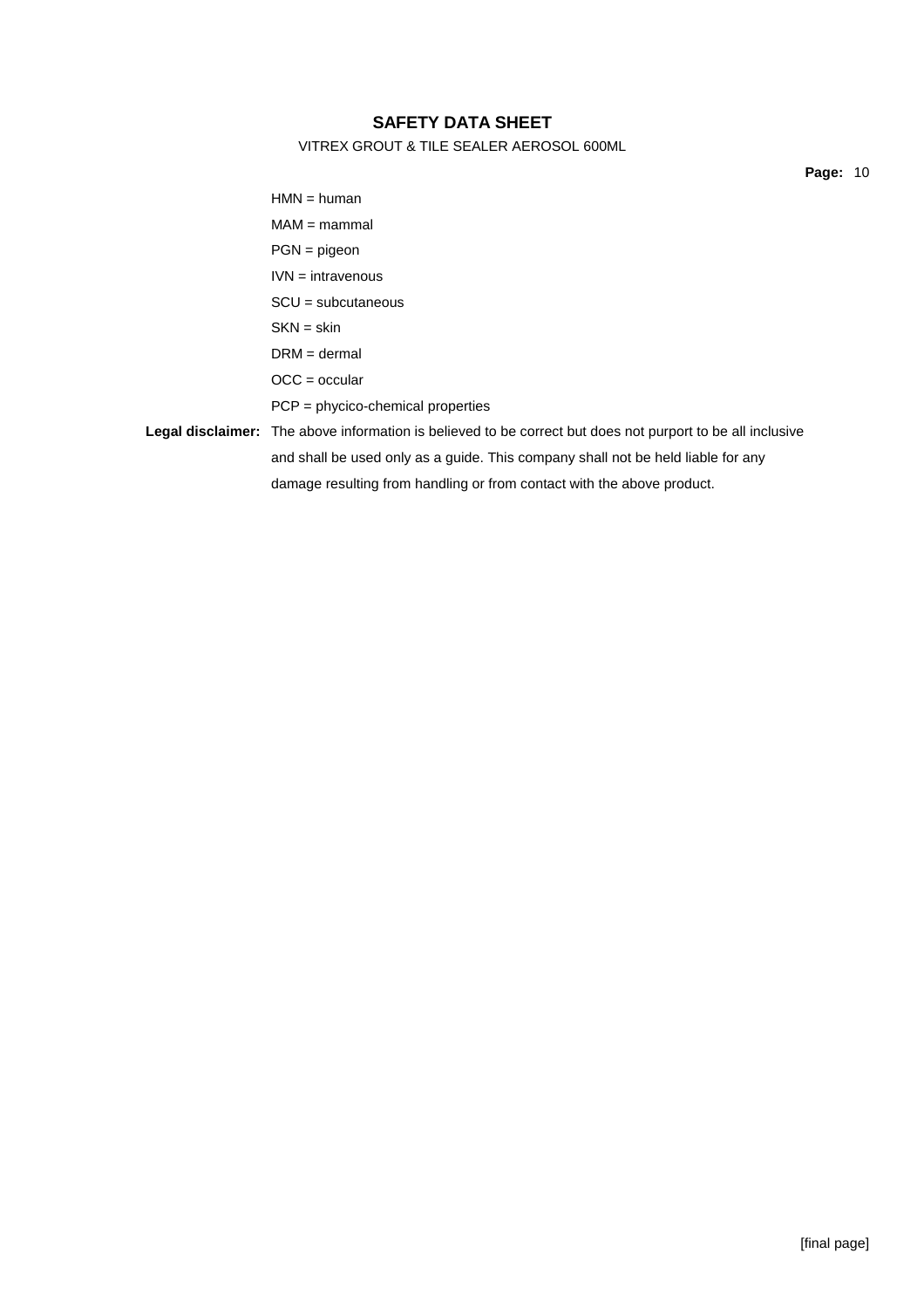HMN = human

MAM = mammal

PGN = pigeon

IVN = intravenous

SCU = subcutaneous

SKN = skin

DRM = dermal

OCC = occular

PCP = phycico-chemical properties

**Legal disclaimer:** The above information is believed to be correct but does not purport to be all inclusive and shall be used only as a guide. This company shall not be held liable for any damage resulting from handling or from contact with the above product.

[final page]